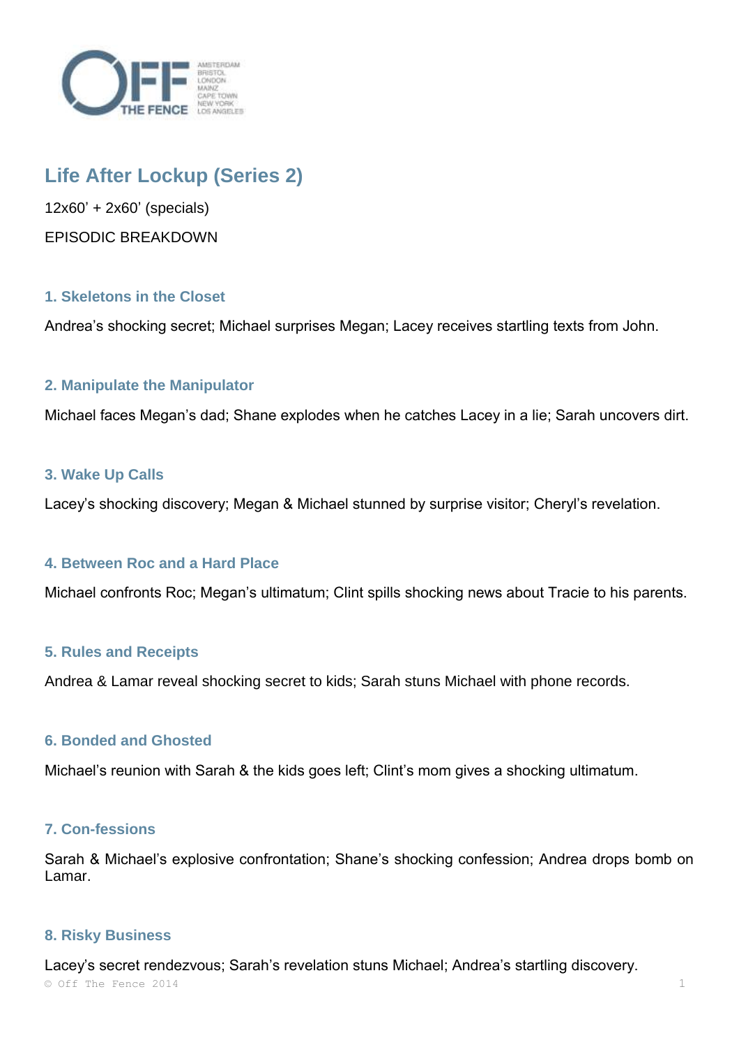# Life After Lockup (Series 2)

12x60' + 2x60' (specials)

EPISODIC BREAKDOWN

### 1. Skeletons in the Closet

Andrea's shocking secret; Michael surprises Megan; Lacey receives startling texts from John.

### 2. Manipulate the Manipulator

Michael faces Megan's dad; Shane explodes when he catches Lacey in a lie; Sarah uncovers dirt.

### 3. Wake Up Calls

Lacey's shocking discovery; Megan & Michael stunned by surprise visitor; Cheryl's revelation.

### 4. Between Roc and a Hard Place

Michael confronts Roc; Megan's ultimatum; Clint spills shocking news about Tracie to his parents.

### 5. Rules and Receipts

Andrea & Lamar reveal shocking secret to kids; Sarah stuns Michael with phone records.

### 6. Bonded and Ghosted

Michael's reunion with Sarah & the kids goes left; Clint's mom gives a shocking ultimatum.

### 7. Con-fessions

Sarah & Michael's explosive confrontation; Shane's shocking confession; Andrea drops bomb on Lamar.

### 8. Risky Business

Lacey's secret rendezvous; Sarah's revelation stuns Michael; Andrea's startling discovery.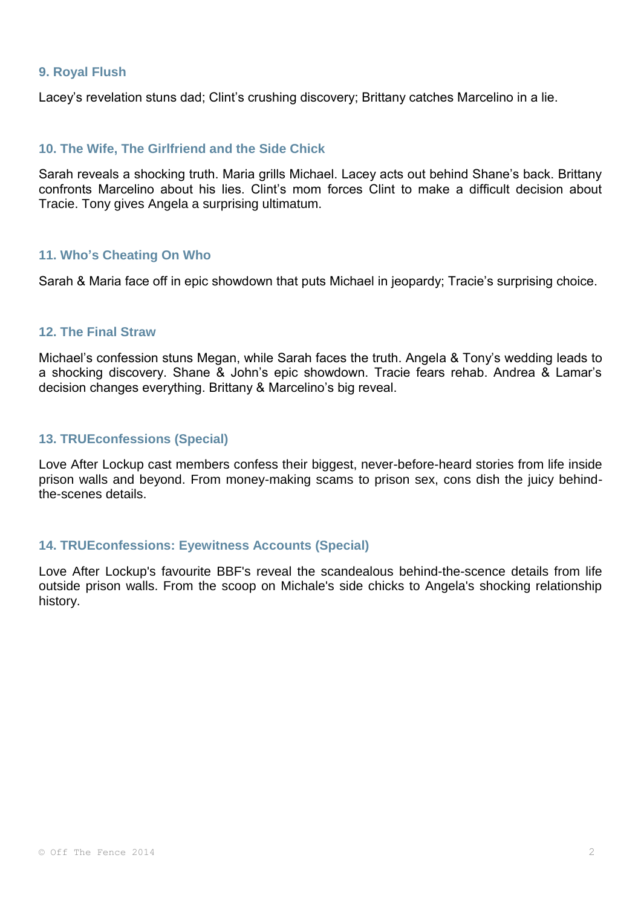### 9. Royal Flush

Lacey's revelation stuns dad; Clint's crushing discovery; Brittany catches Marcelino in a lie.

### 10. The Wife, The Girlfriend and the Side Chick

Sarah reveals a shocking truth. Maria grills Michael. Lacey acts out behind Shane's back. Brittany confronts Marcelino about his lies. Clint's mom forces Clint to make a difficult decision about Tracie. Tony gives Angela a surprising ultimatum.

### 11. Who's Cheating On Who

Sarah & Maria face off in epic showdown that puts Michael in jeopardy; Tracie's surprising choice.

### 12. The Final Straw

Michael's confession stuns Megan, while Sarah faces the truth. Angela & Tony's wedding leads to a shocking discovery. Shane & John's epic showdown. Tracie fears rehab. Andrea & Lamar's decision changes everything. Brittany & Marcelino's big reveal.

### 13. TRUEconfessions (Special)

Love After Lockup cast members confess their biggest, never-before-heard stories from life inside prison walls and beyond. From money-making scams to prison sex, cons dish the juicy behind-the-scenes details.

### 14. TRUEconfessions: Eyewitness Accounts (Special)

Love After Lockup's favourite BBF's reveal the scandealous behind-the-scence details from life outside prison walls. From the scoop on Michale's side chicks to Angela's shocking relationship history.

© Off The Fence 2014